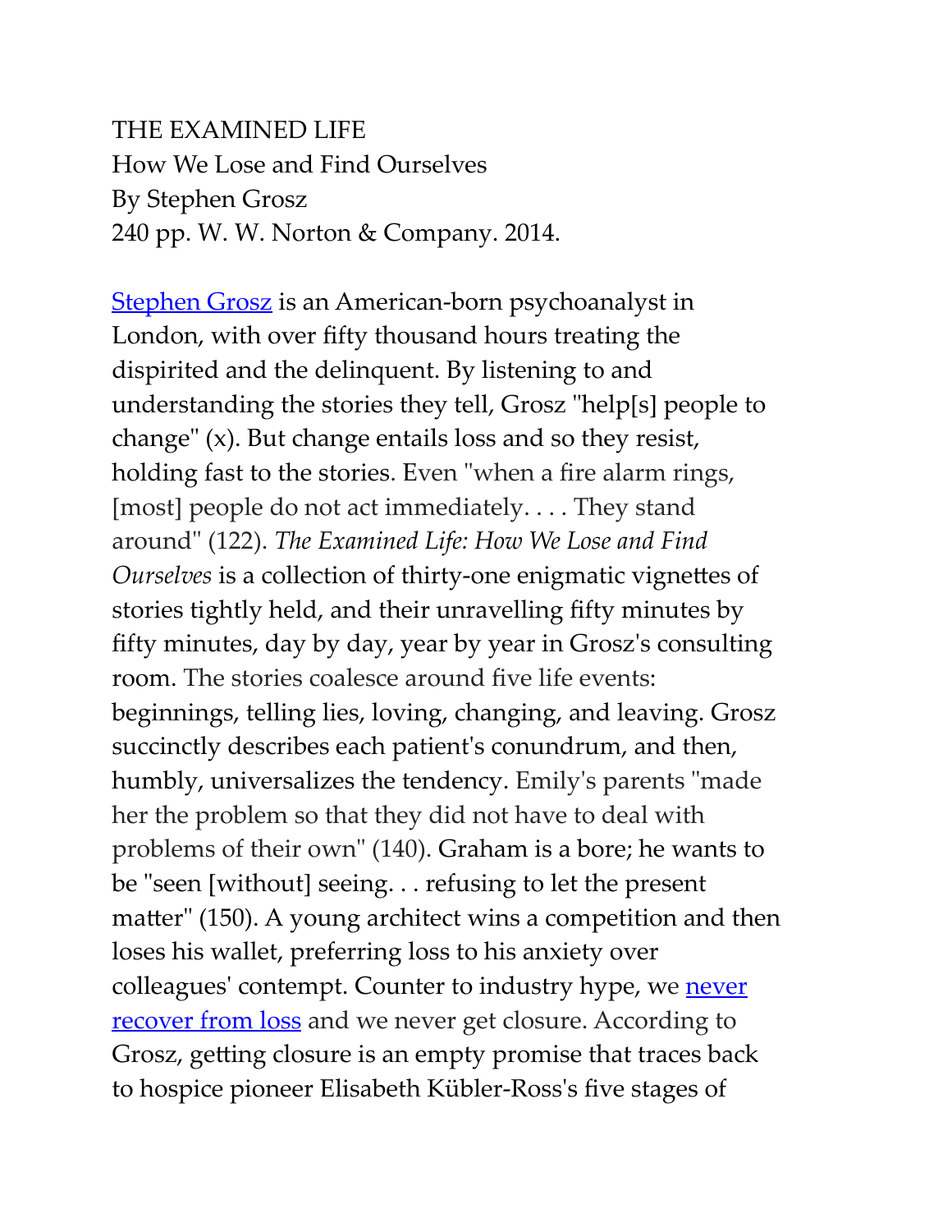THE EXAMINED LIFE
How We Lose and Find Ourselves
By Stephen Grosz
240 pp. W. W. Norton & Company. 2014.

Stephen Grosz is an American-born psychoanalyst in London, with over fifty thousand hours treating the dispirited and the delinquent. By listening to and understanding the stories they tell, Grosz "help[s] people to change" (x). But change entails loss and so they resist, holding fast to the stories. Even "when a fire alarm rings, [most] people do not act immediately. . . . They stand around" (122). *The Examined Life: How We Lose and Find Ourselves* is a collection of thirty-one enigmatic vignettes of stories tightly held, and their unravelling fifty minutes by fifty minutes, day by day, year by year in Grosz's consulting room. The stories coalesce around five life events: beginnings, telling lies, loving, changing, and leaving. Grosz succinctly describes each patient's conundrum, and then, humbly, universalizes the tendency. Emily's parents "made her the problem so that they did not have to deal with problems of their own" (140). Graham is a bore; he wants to be "seen [without] seeing. . . refusing to let the present matter" (150). A young architect wins a competition and then loses his wallet, preferring loss to his anxiety over colleagues' contempt. Counter to industry hype, we never recover from loss and we never get closure. According to Grosz, getting closure is an empty promise that traces back to hospice pioneer Elisabeth Kübler-Ross's five stages of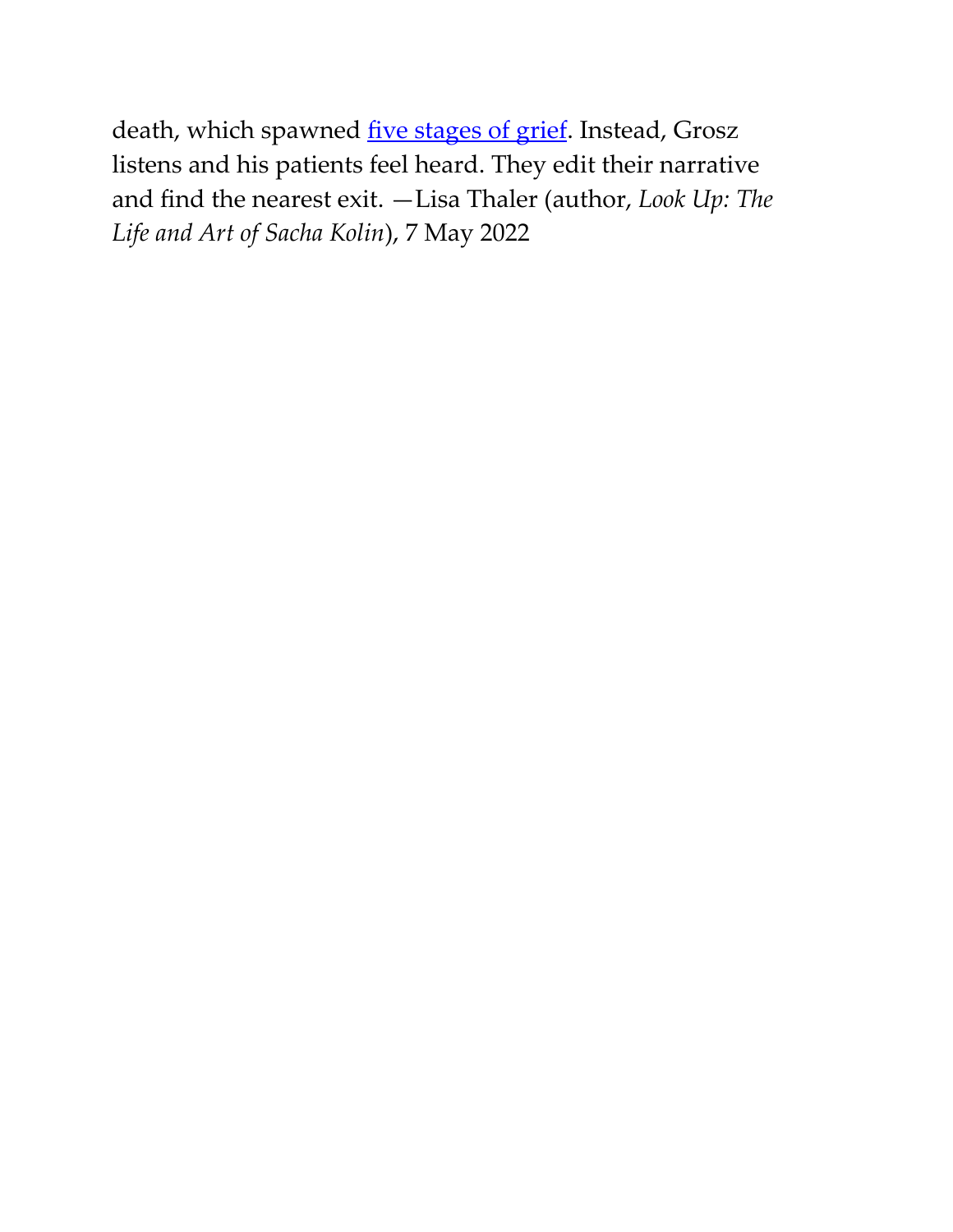death, which spawned [five stages of grief](). Instead, Grosz listens and his patients feel heard. They edit their narrative and find the nearest exit. —Lisa Thaler (author, *Look Up: The Life and Art of Sacha Kolin*), 7 May 2022